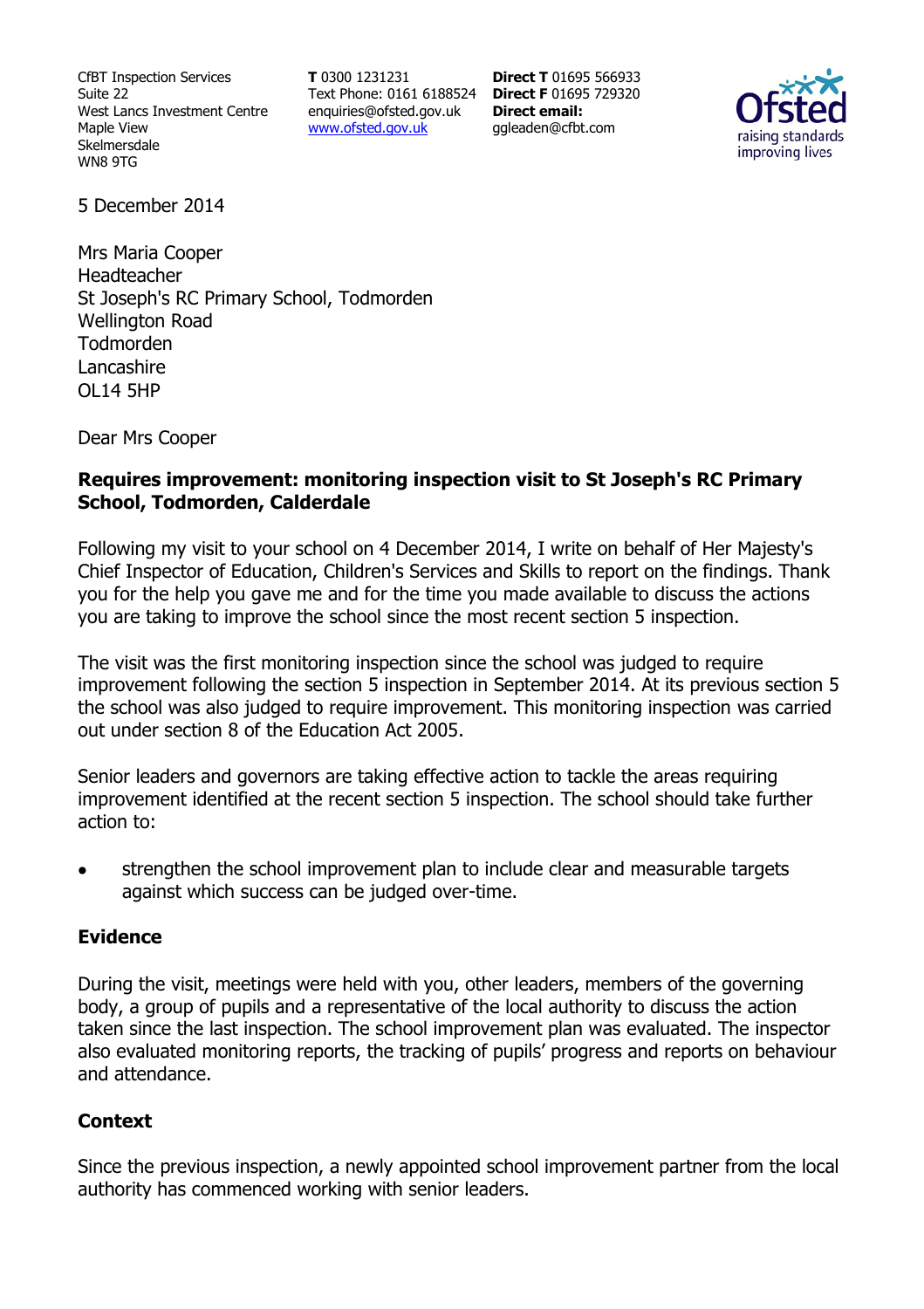CfBT Inspection Services
Suite 22
West Lancs Investment Centre
Maple View
Skelmersdale
WN8 9TG

**T** 0300 1231231
Text Phone: 0161 6188524
enquiries@ofsted.gov.uk
www.ofsted.gov.uk

**Direct T** 01695 566933
**Direct F** 01695 729320
**Direct email:**
ggleaden@cfbt.com

5 December 2014

Mrs Maria Cooper
Headteacher
St Joseph's RC Primary School, Todmorden
Wellington Road
Todmorden
Lancashire
OL14 5HP

Dear Mrs Cooper

**Requires improvement: monitoring inspection visit to St Joseph's RC Primary School, Todmorden, Calderdale**

Following my visit to your school on 4 December 2014, I write on behalf of Her Majesty's Chief Inspector of Education, Children's Services and Skills to report on the findings. Thank you for the help you gave me and for the time you made available to discuss the actions you are taking to improve the school since the most recent section 5 inspection.

The visit was the first monitoring inspection since the school was judged to require improvement following the section 5 inspection in September 2014. At its previous section 5 the school was also judged to require improvement. This monitoring inspection was carried out under section 8 of the Education Act 2005.

Senior leaders and governors are taking effective action to tackle the areas requiring improvement identified at the recent section 5 inspection. The school should take further action to:

- strengthen the school improvement plan to include clear and measurable targets against which success can be judged over-time.

## Evidence

During the visit, meetings were held with you, other leaders, members of the governing body, a group of pupils and a representative of the local authority to discuss the action taken since the last inspection. The school improvement plan was evaluated. The inspector also evaluated monitoring reports, the tracking of pupils' progress and reports on behaviour and attendance.

## Context

Since the previous inspection, a newly appointed school improvement partner from the local authority has commenced working with senior leaders.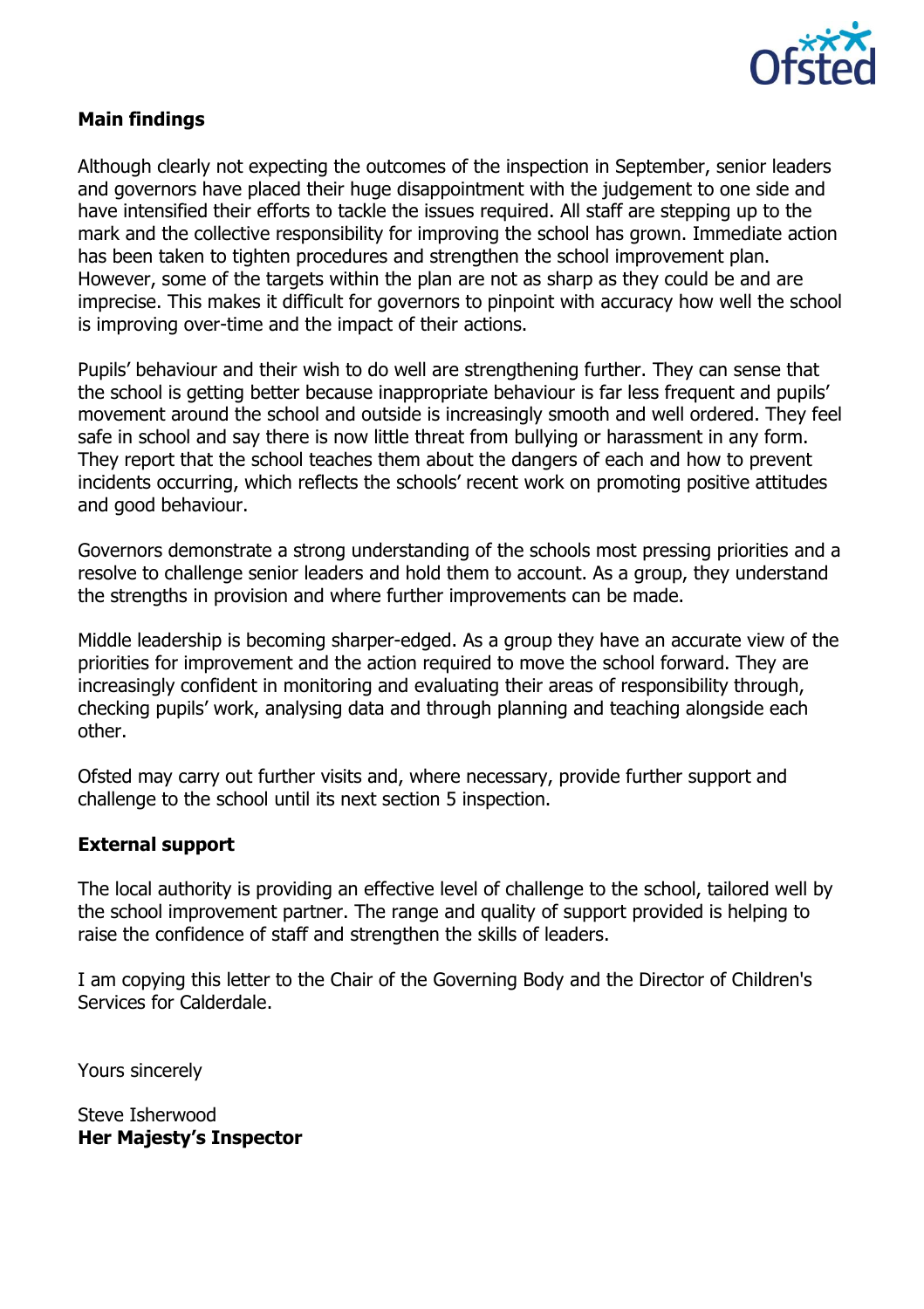## Main findings

Although clearly not expecting the outcomes of the inspection in September, senior leaders and governors have placed their huge disappointment with the judgement to one side and have intensified their efforts to tackle the issues required. All staff are stepping up to the mark and the collective responsibility for improving the school has grown. Immediate action has been taken to tighten procedures and strengthen the school improvement plan. However, some of the targets within the plan are not as sharp as they could be and are imprecise. This makes it difficult for governors to pinpoint with accuracy how well the school is improving over-time and the impact of their actions.

Pupils' behaviour and their wish to do well are strengthening further. They can sense that the school is getting better because inappropriate behaviour is far less frequent and pupils' movement around the school and outside is increasingly smooth and well ordered. They feel safe in school and say there is now little threat from bullying or harassment in any form. They report that the school teaches them about the dangers of each and how to prevent incidents occurring, which reflects the schools' recent work on promoting positive attitudes and good behaviour.

Governors demonstrate a strong understanding of the schools most pressing priorities and a resolve to challenge senior leaders and hold them to account. As a group, they understand the strengths in provision and where further improvements can be made.

Middle leadership is becoming sharper-edged. As a group they have an accurate view of the priorities for improvement and the action required to move the school forward. They are increasingly confident in monitoring and evaluating their areas of responsibility through, checking pupils' work, analysing data and through planning and teaching alongside each other.

Ofsted may carry out further visits and, where necessary, provide further support and challenge to the school until its next section 5 inspection.

## External support

The local authority is providing an effective level of challenge to the school, tailored well by the school improvement partner. The range and quality of support provided is helping to raise the confidence of staff and strengthen the skills of leaders.

I am copying this letter to the Chair of the Governing Body and the Director of Children's Services for Calderdale.

Yours sincerely

Steve Isherwood
**Her Majesty's Inspector**